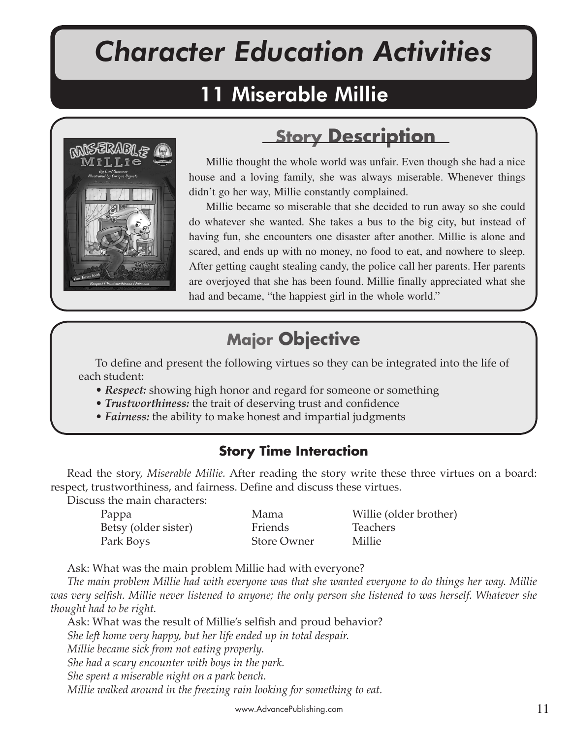# Character Education Activities

## 11 Miserable Millie

### Story Description

Millie thought the whole world was unfair. Even though she had a nice house and a loving family, she was always miserable. Whenever things didn't go her way, Millie constantly complained.

Millie became so miserable that she decided to run away so she could do whatever she wanted. She takes a bus to the big city, but instead of having fun, she encounters one disaster after another. Millie is alone and scared, and ends up with no money, no food to eat, and nowhere to sleep. After getting caught stealing candy, the police call her parents. Her parents are overjoyed that she has been found. Millie finally appreciated what she had and became, "the happiest girl in the whole world."

### Major Objective

To define and present the following virtues so they can be integrated into the life of each student:

- ***Respect:*** showing high honor and regard for someone or something
- ***Trustworthiness:*** the trait of deserving trust and confidence
- ***Fairness:*** the ability to make honest and impartial judgments

### Story Time Interaction

Read the story, *Miserable Millie.* After reading the story write these three virtues on a board: respect, trustworthiness, and fairness. Define and discuss these virtues.

Discuss the main characters:

| | | |
|---|---|---|
| Pappa | Mama | Willie (older brother) |
| Betsy (older sister) | Friends | Teachers |
| Park Boys | Store Owner | Millie |

Ask: What was the main problem Millie had with everyone?

*The main problem Millie had with everyone was that she wanted everyone to do things her way. Millie was very selfish. Millie never listened to anyone; the only person she listened to was herself. Whatever she thought had to be right.*

Ask: What was the result of Millie's selfish and proud behavior?

*She left home very happy, but her life ended up in total despair.*

*Millie became sick from not eating properly.*

*She had a scary encounter with boys in the park.*

*She spent a miserable night on a park bench.*

*Millie walked around in the freezing rain looking for something to eat.*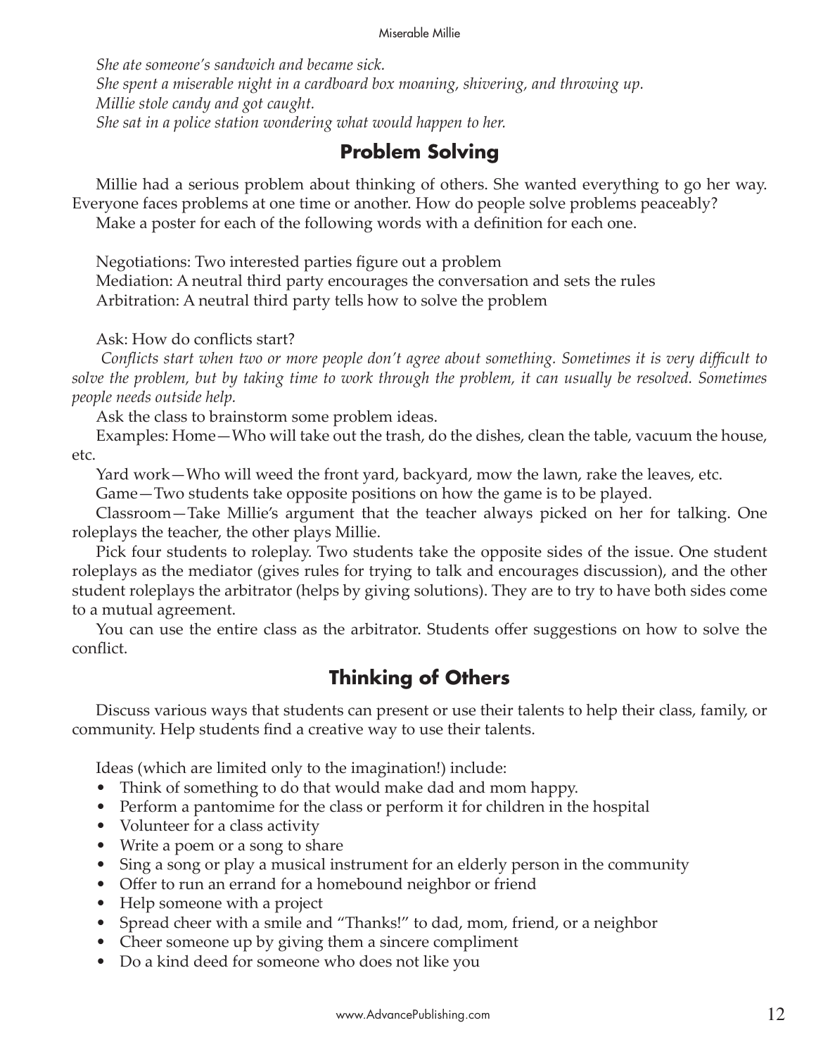*She ate someone's sandwich and became sick.*
*She spent a miserable night in a cardboard box moaning, shivering, and throwing up.*
*Millie stole candy and got caught.*
*She sat in a police station wondering what would happen to her.*

## Problem Solving

Millie had a serious problem about thinking of others. She wanted everything to go her way. Everyone faces problems at one time or another. How do people solve problems peaceably?

Make a poster for each of the following words with a definition for each one.

Negotiations: Two interested parties figure out a problem
Mediation: A neutral third party encourages the conversation and sets the rules
Arbitration: A neutral third party tells how to solve the problem

Ask: How do conflicts start?

*Conflicts start when two or more people don't agree about something. Sometimes it is very difficult to solve the problem, but by taking time to work through the problem, it can usually be resolved. Sometimes people needs outside help.*

Ask the class to brainstorm some problem ideas.

Examples: Home—Who will take out the trash, do the dishes, clean the table, vacuum the house, etc.

Yard work—Who will weed the front yard, backyard, mow the lawn, rake the leaves, etc.

Game—Two students take opposite positions on how the game is to be played.

Classroom—Take Millie's argument that the teacher always picked on her for talking. One roleplays the teacher, the other plays Millie.

Pick four students to roleplay. Two students take the opposite sides of the issue. One student roleplays as the mediator (gives rules for trying to talk and encourages discussion), and the other student roleplays the arbitrator (helps by giving solutions). They are to try to have both sides come to a mutual agreement.

You can use the entire class as the arbitrator. Students offer suggestions on how to solve the conflict.

## Thinking of Others

Discuss various ways that students can present or use their talents to help their class, family, or community. Help students find a creative way to use their talents.

Ideas (which are limited only to the imagination!) include:

- Think of something to do that would make dad and mom happy.
- Perform a pantomime for the class or perform it for children in the hospital
- Volunteer for a class activity
- Write a poem or a song to share
- Sing a song or play a musical instrument for an elderly person in the community
- Offer to run an errand for a homebound neighbor or friend
- Help someone with a project
- Spread cheer with a smile and "Thanks!" to dad, mom, friend, or a neighbor
- Cheer someone up by giving them a sincere compliment
- Do a kind deed for someone who does not like you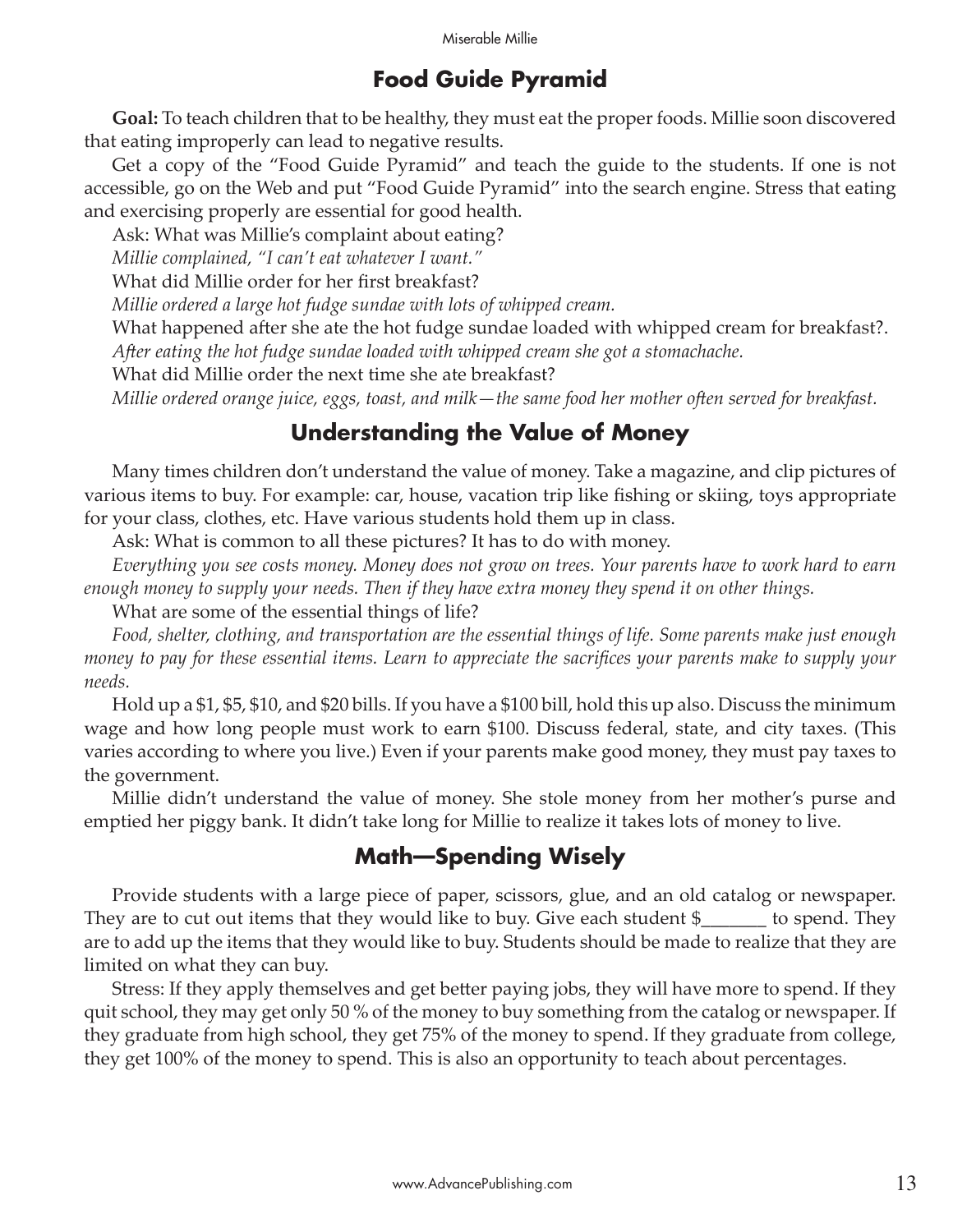## Food Guide Pyramid

**Goal:** To teach children that to be healthy, they must eat the proper foods. Millie soon discovered that eating improperly can lead to negative results.

Get a copy of the "Food Guide Pyramid" and teach the guide to the students. If one is not accessible, go on the Web and put "Food Guide Pyramid" into the search engine. Stress that eating and exercising properly are essential for good health.

Ask: What was Millie's complaint about eating?

*Millie complained, "I can't eat whatever I want."*

What did Millie order for her first breakfast?

*Millie ordered a large hot fudge sundae with lots of whipped cream.*

What happened after she ate the hot fudge sundae loaded with whipped cream for breakfast?.

*After eating the hot fudge sundae loaded with whipped cream she got a stomachache.*

What did Millie order the next time she ate breakfast?

*Millie ordered orange juice, eggs, toast, and milk—the same food her mother often served for breakfast.*

## Understanding the Value of Money

Many times children don't understand the value of money. Take a magazine, and clip pictures of various items to buy. For example: car, house, vacation trip like fishing or skiing, toys appropriate for your class, clothes, etc. Have various students hold them up in class.

Ask: What is common to all these pictures? It has to do with money.

*Everything you see costs money. Money does not grow on trees. Your parents have to work hard to earn enough money to supply your needs. Then if they have extra money they spend it on other things.*

What are some of the essential things of life?

*Food, shelter, clothing, and transportation are the essential things of life. Some parents make just enough money to pay for these essential items. Learn to appreciate the sacrifices your parents make to supply your needs.*

Hold up a $1, $5, $10, and $20 bills. If you have a $100 bill, hold this up also. Discuss the minimum wage and how long people must work to earn $100. Discuss federal, state, and city taxes. (This varies according to where you live.) Even if your parents make good money, they must pay taxes to the government.

Millie didn't understand the value of money. She stole money from her mother's purse and emptied her piggy bank. It didn't take long for Millie to realize it takes lots of money to live.

## Math—Spending Wisely

Provide students with a large piece of paper, scissors, glue, and an old catalog or newspaper. They are to cut out items that they would like to buy. Give each student $_______ to spend. They are to add up the items that they would like to buy. Students should be made to realize that they are limited on what they can buy.

Stress: If they apply themselves and get better paying jobs, they will have more to spend. If they quit school, they may get only 50 % of the money to buy something from the catalog or newspaper. If they graduate from high school, they get 75% of the money to spend. If they graduate from college, they get 100% of the money to spend. This is also an opportunity to teach about percentages.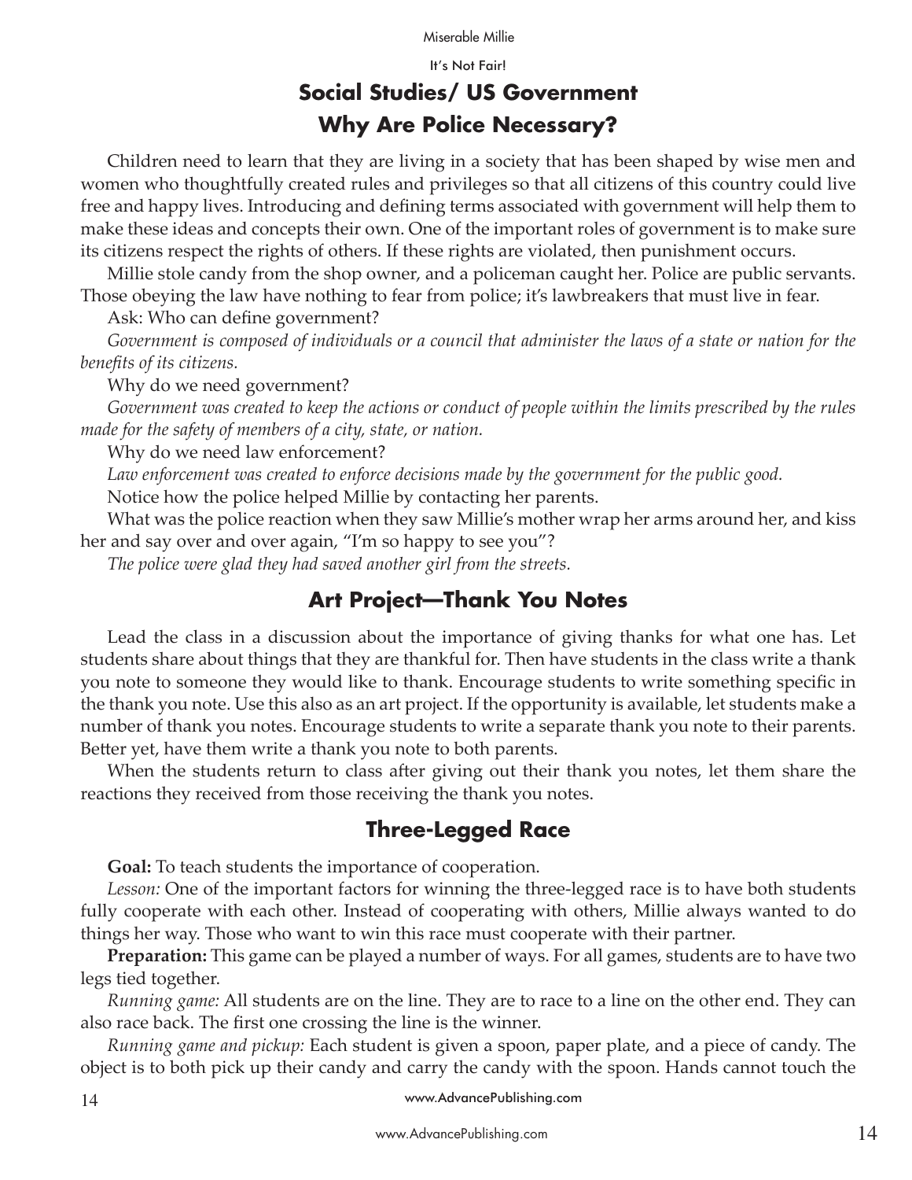## Social Studies/ US Government

## Why Are Police Necessary?

Children need to learn that they are living in a society that has been shaped by wise men and women who thoughtfully created rules and privileges so that all citizens of this country could live free and happy lives. Introducing and defining terms associated with government will help them to make these ideas and concepts their own. One of the important roles of government is to make sure its citizens respect the rights of others. If these rights are violated, then punishment occurs.

Millie stole candy from the shop owner, and a policeman caught her. Police are public servants. Those obeying the law have nothing to fear from police; it's lawbreakers that must live in fear.

Ask: Who can define government?

*Government is composed of individuals or a council that administer the laws of a state or nation for the benefits of its citizens.*

Why do we need government?

*Government was created to keep the actions or conduct of people within the limits prescribed by the rules made for the safety of members of a city, state, or nation.*

Why do we need law enforcement?

*Law enforcement was created to enforce decisions made by the government for the public good.*

Notice how the police helped Millie by contacting her parents.

What was the police reaction when they saw Millie's mother wrap her arms around her, and kiss her and say over and over again, "I'm so happy to see you"?

*The police were glad they had saved another girl from the streets.*

## Art Project—Thank You Notes

Lead the class in a discussion about the importance of giving thanks for what one has. Let students share about things that they are thankful for. Then have students in the class write a thank you note to someone they would like to thank. Encourage students to write something specific in the thank you note. Use this also as an art project. If the opportunity is available, let students make a number of thank you notes. Encourage students to write a separate thank you note to their parents. Better yet, have them write a thank you note to both parents.

When the students return to class after giving out their thank you notes, let them share the reactions they received from those receiving the thank you notes.

## Three-Legged Race

**Goal:** To teach students the importance of cooperation.

*Lesson:* One of the important factors for winning the three-legged race is to have both students fully cooperate with each other. Instead of cooperating with others, Millie always wanted to do things her way. Those who want to win this race must cooperate with their partner.

**Preparation:** This game can be played a number of ways. For all games, students are to have two legs tied together.

*Running game:* All students are on the line. They are to race to a line on the other end. They can also race back. The first one crossing the line is the winner.

*Running game and pickup:* Each student is given a spoon, paper plate, and a piece of candy. The object is to both pick up their candy and carry the candy with the spoon. Hands cannot touch the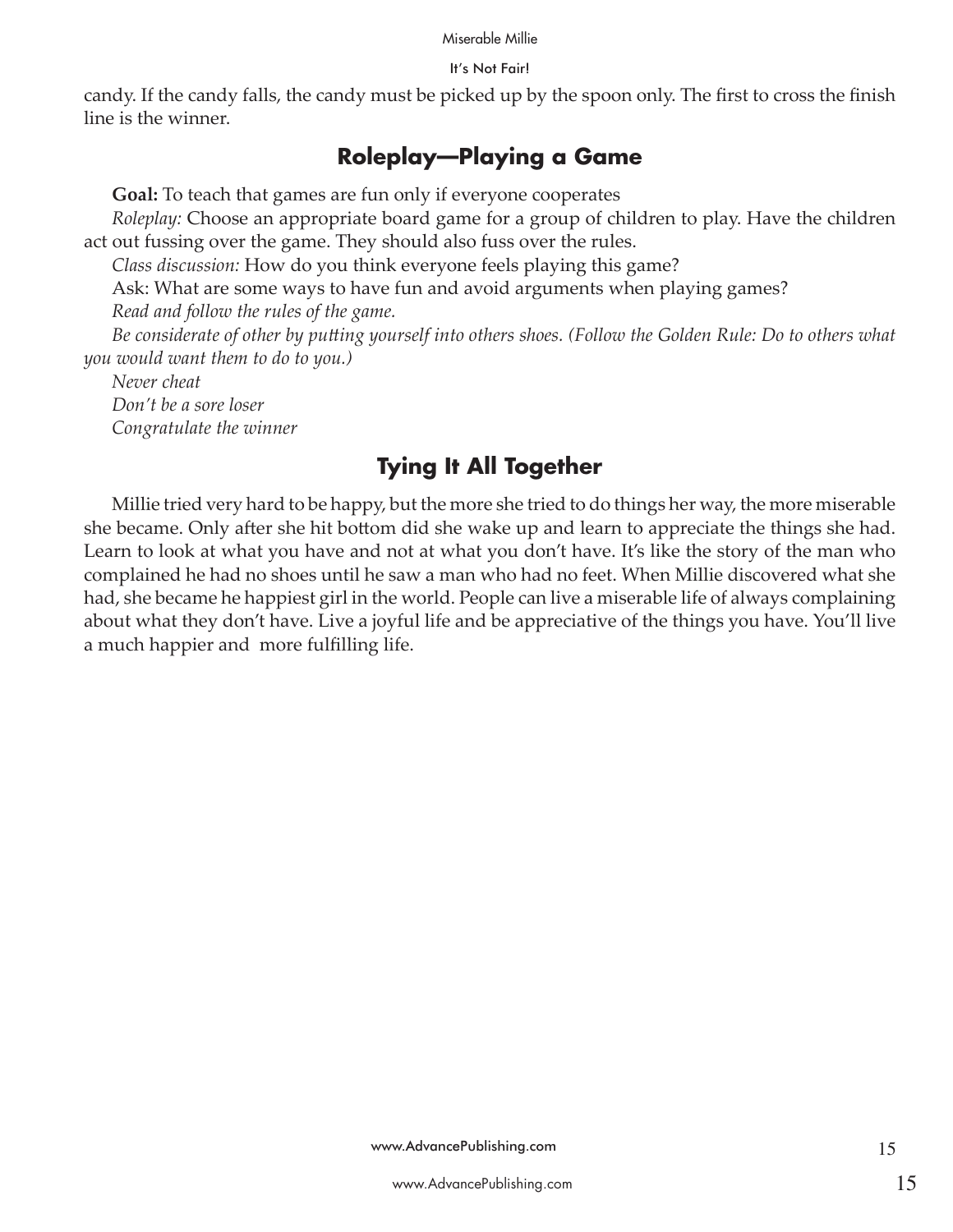candy. If the candy falls, the candy must be picked up by the spoon only. The first to cross the finish line is the winner.

## Roleplay—Playing a Game

**Goal:** To teach that games are fun only if everyone cooperates

*Roleplay:* Choose an appropriate board game for a group of children to play. Have the children act out fussing over the game. They should also fuss over the rules.

*Class discussion:* How do you think everyone feels playing this game?

Ask: What are some ways to have fun and avoid arguments when playing games?

*Read and follow the rules of the game.*

*Be considerate of other by putting yourself into others shoes. (Follow the Golden Rule: Do to others what you would want them to do to you.)*

*Never cheat*

*Don't be a sore loser*

*Congratulate the winner*

## Tying It All Together

Millie tried very hard to be happy, but the more she tried to do things her way, the more miserable she became. Only after she hit bottom did she wake up and learn to appreciate the things she had. Learn to look at what you have and not at what you don't have. It's like the story of the man who complained he had no shoes until he saw a man who had no feet. When Millie discovered what she had, she became he happiest girl in the world. People can live a miserable life of always complaining about what they don't have. Live a joyful life and be appreciative of the things you have. You'll live a much happier and more fulfilling life.